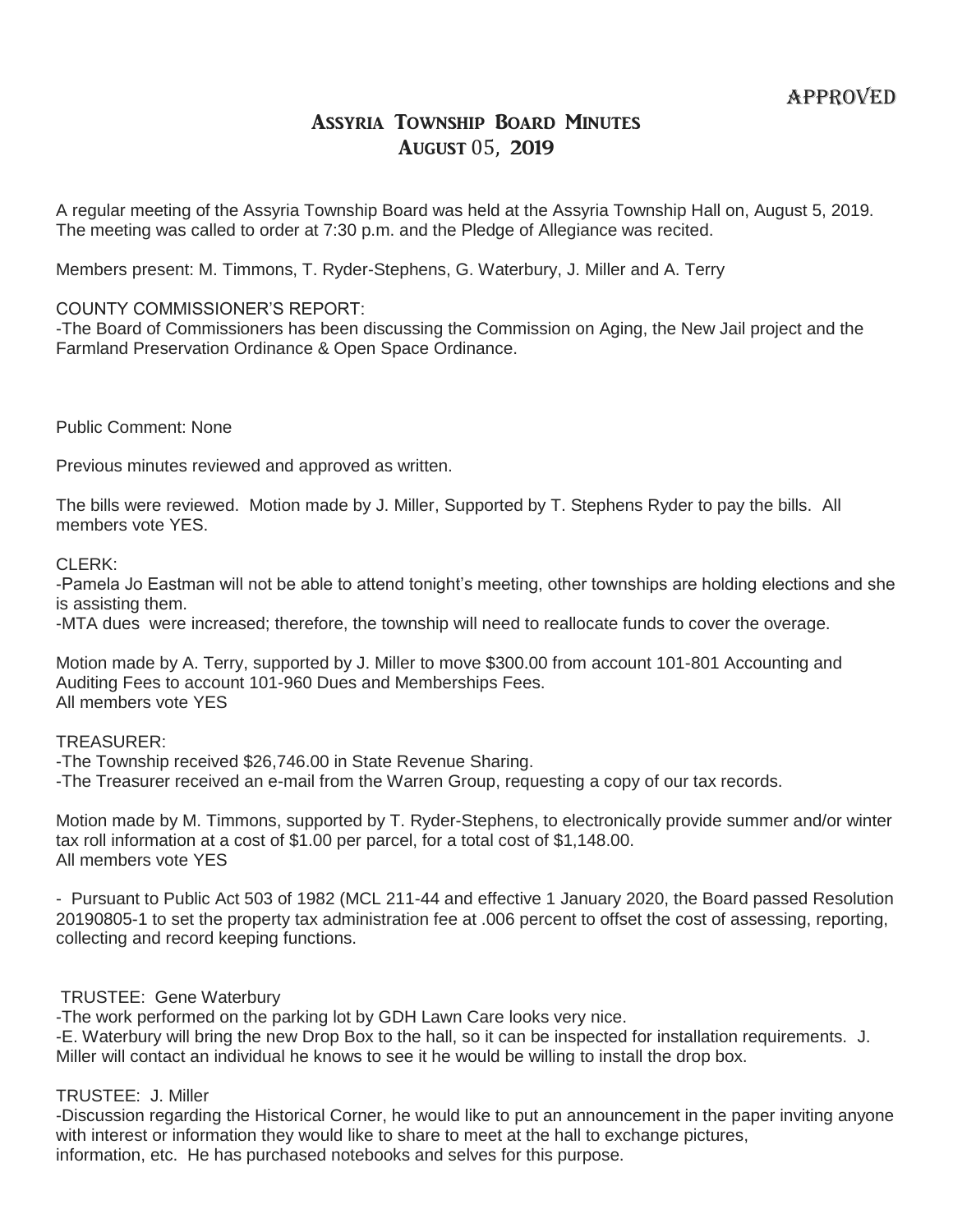APPROVED

# Assyria Township Board Minutes

## August 05, 2019

A regular meeting of the Assyria Township Board was held at the Assyria Township Hall on, August 5, 2019. The meeting was called to order at 7:30 p.m. and the Pledge of Allegiance was recited.

Members present: M. Timmons, T. Ryder-Stephens, G. Waterbury, J. Miller and A. Terry

COUNTY COMMISSIONER'S REPORT:

-The Board of Commissioners has been discussing the Commission on Aging, the New Jail project and the Farmland Preservation Ordinance & Open Space Ordinance.

Public Comment: None

Previous minutes reviewed and approved as written.

The bills were reviewed. Motion made by J. Miller, Supported by T. Stephens Ryder to pay the bills. All members vote YES.

CLERK:

-Pamela Jo Eastman will not be able to attend tonight's meeting, other townships are holding elections and she is assisting them.

-MTA dues were increased; therefore, the township will need to reallocate funds to cover the overage.

Motion made by A. Terry, supported by J. Miller to move $300.00 from account 101-801 Accounting and Auditing Fees to account 101-960 Dues and Memberships Fees.
All members vote YES

TREASURER:

-The Township received $26,746.00 in State Revenue Sharing.

-The Treasurer received an e-mail from the Warren Group, requesting a copy of our tax records.

Motion made by M. Timmons, supported by T. Ryder-Stephens, to electronically provide summer and/or winter tax roll information at a cost of $1.00 per parcel, for a total cost of $1,148.00.
All members vote YES

- Pursuant to Public Act 503 of 1982 (MCL 211-44 and effective 1 January 2020, the Board passed Resolution 20190805-1 to set the property tax administration fee at .006 percent to offset the cost of assessing, reporting, collecting and record keeping functions.

TRUSTEE: Gene Waterbury

-The work performed on the parking lot by GDH Lawn Care looks very nice.

-E. Waterbury will bring the new Drop Box to the hall, so it can be inspected for installation requirements. J. Miller will contact an individual he knows to see it he would be willing to install the drop box.

TRUSTEE: J. Miller

-Discussion regarding the Historical Corner, he would like to put an announcement in the paper inviting anyone with interest or information they would like to share to meet at the hall to exchange pictures, information, etc. He has purchased notebooks and selves for this purpose.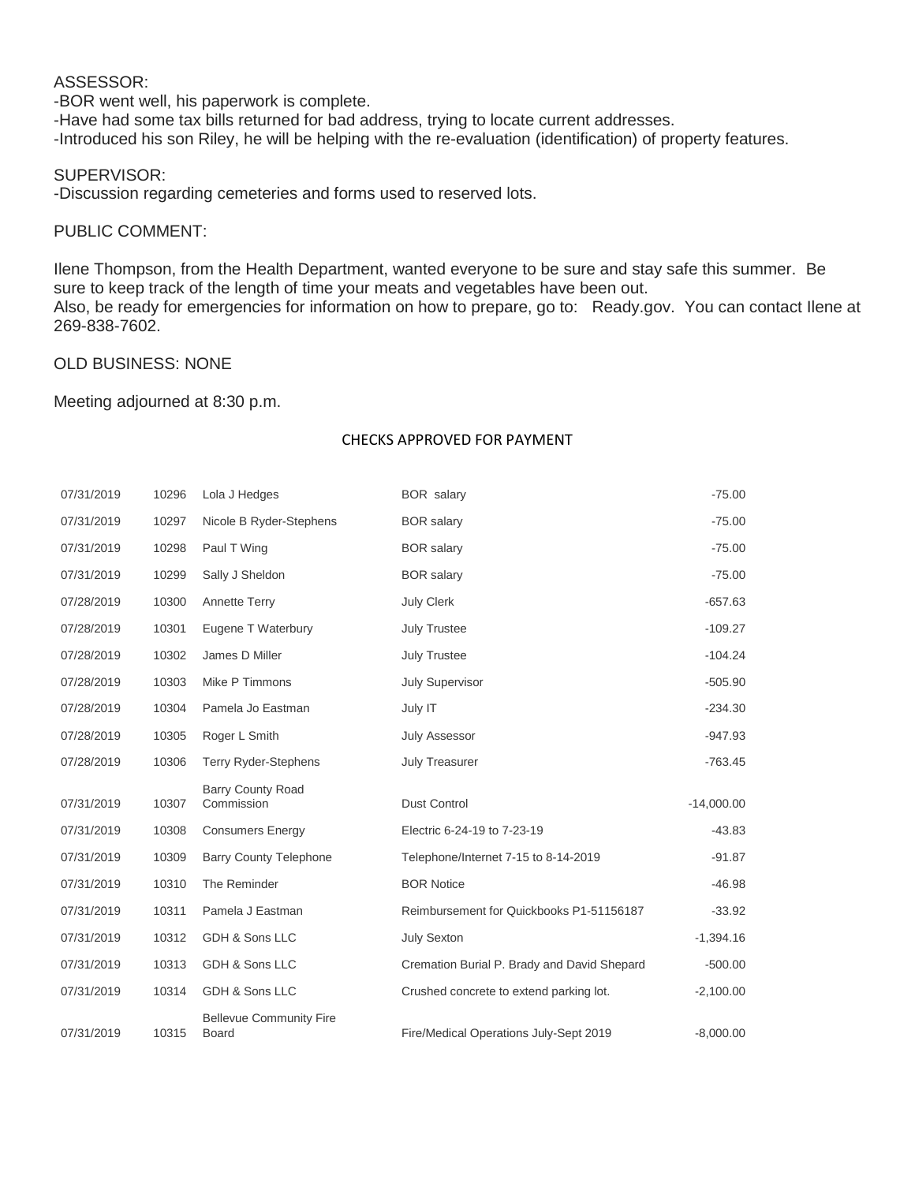ASSESSOR:

-BOR went well, his paperwork is complete.
-Have had some tax bills returned for bad address, trying to locate current addresses.
-Introduced his son Riley, he will be helping with the re-evaluation (identification) of property features.

SUPERVISOR:

-Discussion regarding cemeteries and forms used to reserved lots.

PUBLIC COMMENT:

Ilene Thompson, from the Health Department, wanted everyone to be sure and stay safe this summer. Be sure to keep track of the length of time your meats and vegetables have been out.
Also, be ready for emergencies for information on how to prepare, go to: Ready.gov. You can contact Ilene at 269-838-7602.

OLD BUSINESS: NONE

Meeting adjourned at 8:30 p.m.

## CHECKS APPROVED FOR PAYMENT

| | | | | |
|---|---|---|---|---|
| 07/31/2019 | 10296 | Lola J Hedges | BOR salary | -75.00 |
| 07/31/2019 | 10297 | Nicole B Ryder-Stephens | BOR salary | -75.00 |
| 07/31/2019 | 10298 | Paul T Wing | BOR salary | -75.00 |
| 07/31/2019 | 10299 | Sally J Sheldon | BOR salary | -75.00 |
| 07/28/2019 | 10300 | Annette Terry | July Clerk | -657.63 |
| 07/28/2019 | 10301 | Eugene T Waterbury | July Trustee | -109.27 |
| 07/28/2019 | 10302 | James D Miller | July Trustee | -104.24 |
| 07/28/2019 | 10303 | Mike P Timmons | July Supervisor | -505.90 |
| 07/28/2019 | 10304 | Pamela Jo Eastman | July IT | -234.30 |
| 07/28/2019 | 10305 | Roger L Smith | July Assessor | -947.93 |
| 07/28/2019 | 10306 | Terry Ryder-Stephens | July Treasurer | -763.45 |
| 07/31/2019 | 10307 | Barry County Road Commission | Dust Control | -14,000.00 |
| 07/31/2019 | 10308 | Consumers Energy | Electric 6-24-19 to 7-23-19 | -43.83 |
| 07/31/2019 | 10309 | Barry County Telephone | Telephone/Internet 7-15 to 8-14-2019 | -91.87 |
| 07/31/2019 | 10310 | The Reminder | BOR Notice | -46.98 |
| 07/31/2019 | 10311 | Pamela J Eastman | Reimbursement for Quickbooks P1-51156187 | -33.92 |
| 07/31/2019 | 10312 | GDH & Sons LLC | July Sexton | -1,394.16 |
| 07/31/2019 | 10313 | GDH & Sons LLC | Cremation Burial P. Brady and David Shepard | -500.00 |
| 07/31/2019 | 10314 | GDH & Sons LLC | Crushed concrete to extend parking lot. | -2,100.00 |
| 07/31/2019 | 10315 | Bellevue Community Fire Board | Fire/Medical Operations July-Sept 2019 | -8,000.00 |